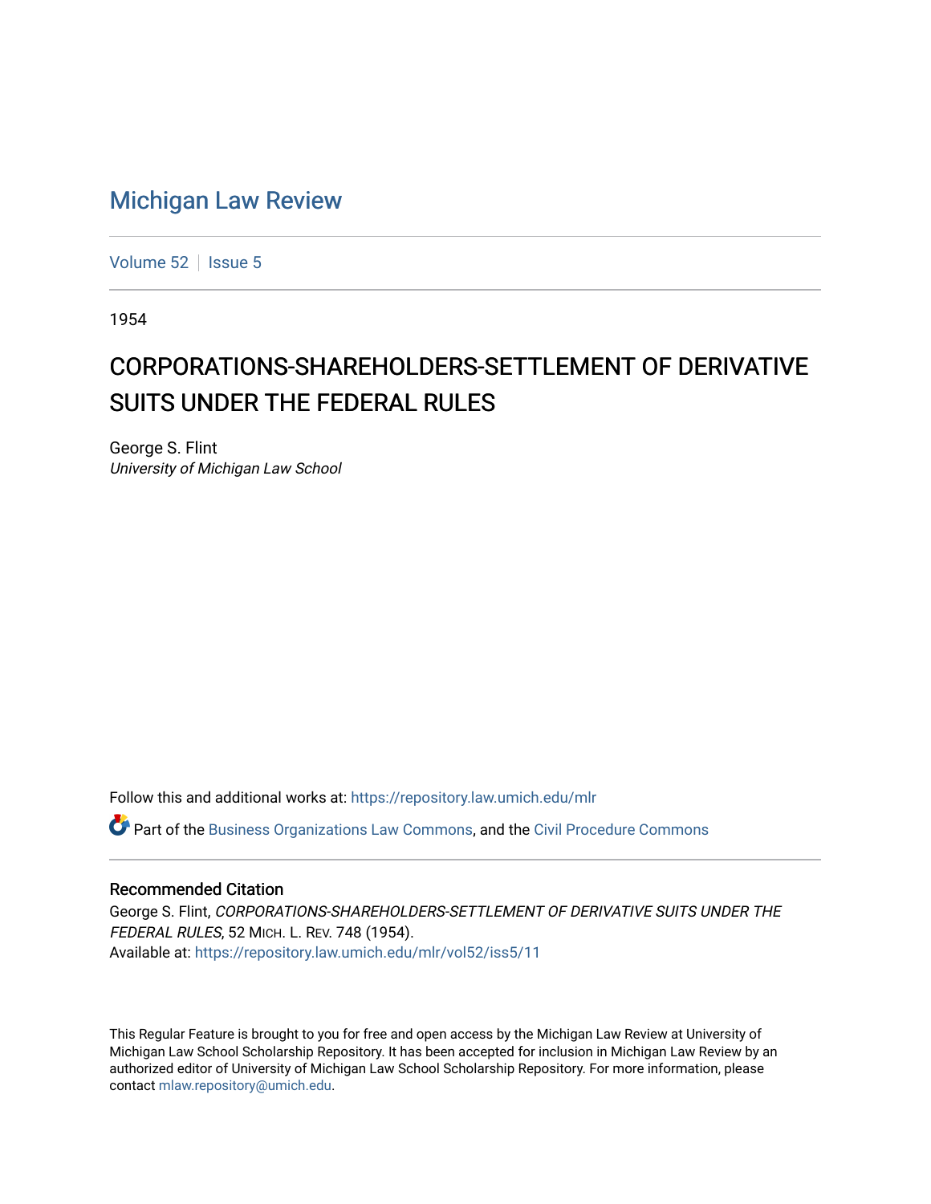# Michigan Law Review

Volume 52 | Issue 5

1954

## CORPORATIONS-SHAREHOLDERS-SETTLEMENT OF DERIVATIVE SUITS UNDER THE FEDERAL RULES

George S. Flint
*University of Michigan Law School*

Follow this and additional works at: https://repository.law.umich.edu/mlr

Part of the Business Organizations Law Commons, and the Civil Procedure Commons

### Recommended Citation

George S. Flint, *CORPORATIONS-SHAREHOLDERS-SETTLEMENT OF DERIVATIVE SUITS UNDER THE FEDERAL RULES*, 52 MICH. L. REV. 748 (1954).
Available at: https://repository.law.umich.edu/mlr/vol52/iss5/11

This Regular Feature is brought to you for free and open access by the Michigan Law Review at University of Michigan Law School Scholarship Repository. It has been accepted for inclusion in Michigan Law Review by an authorized editor of University of Michigan Law School Scholarship Repository. For more information, please contact mlaw.repository@umich.edu.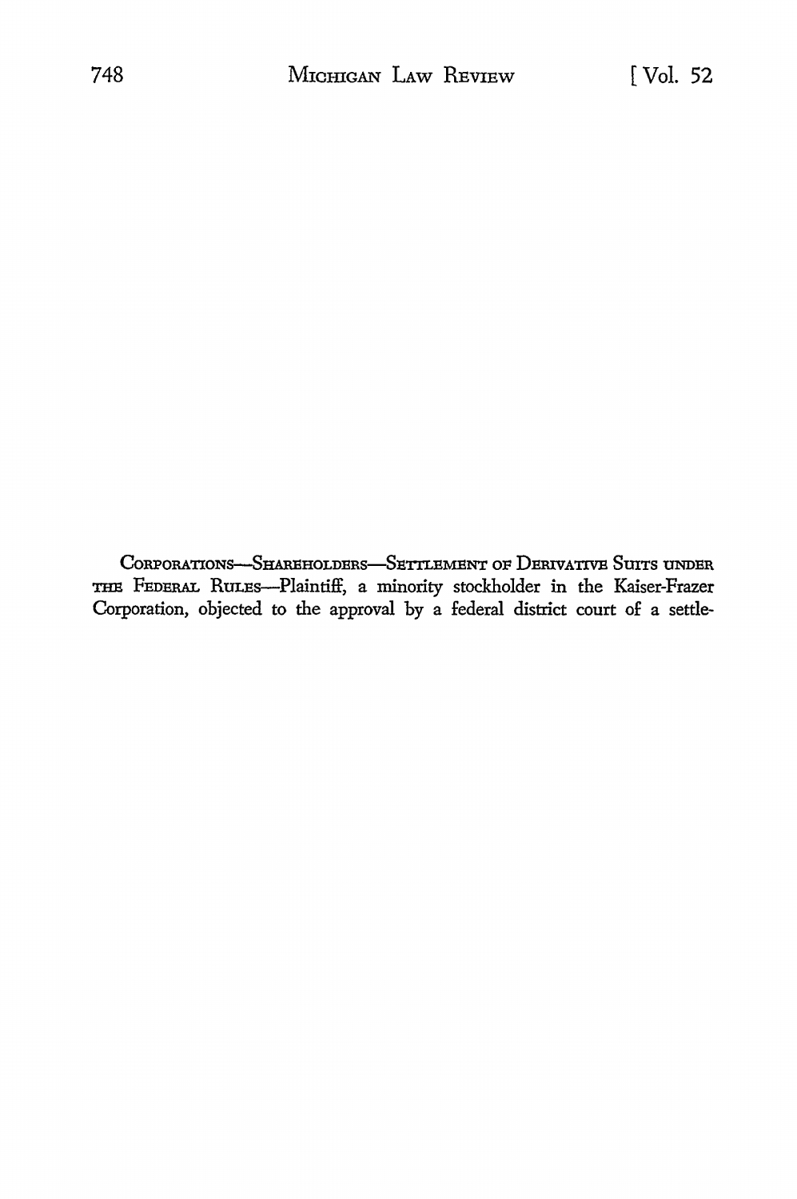CORPORATIONS—SHAREHOLDERS—SETTLEMENT OF DERIVATIVE SUITS UNDER THE FEDERAL RULES—Plaintiff, a minority stockholder in the Kaiser-Frazer Corporation, objected to the approval by a federal district court of a settle-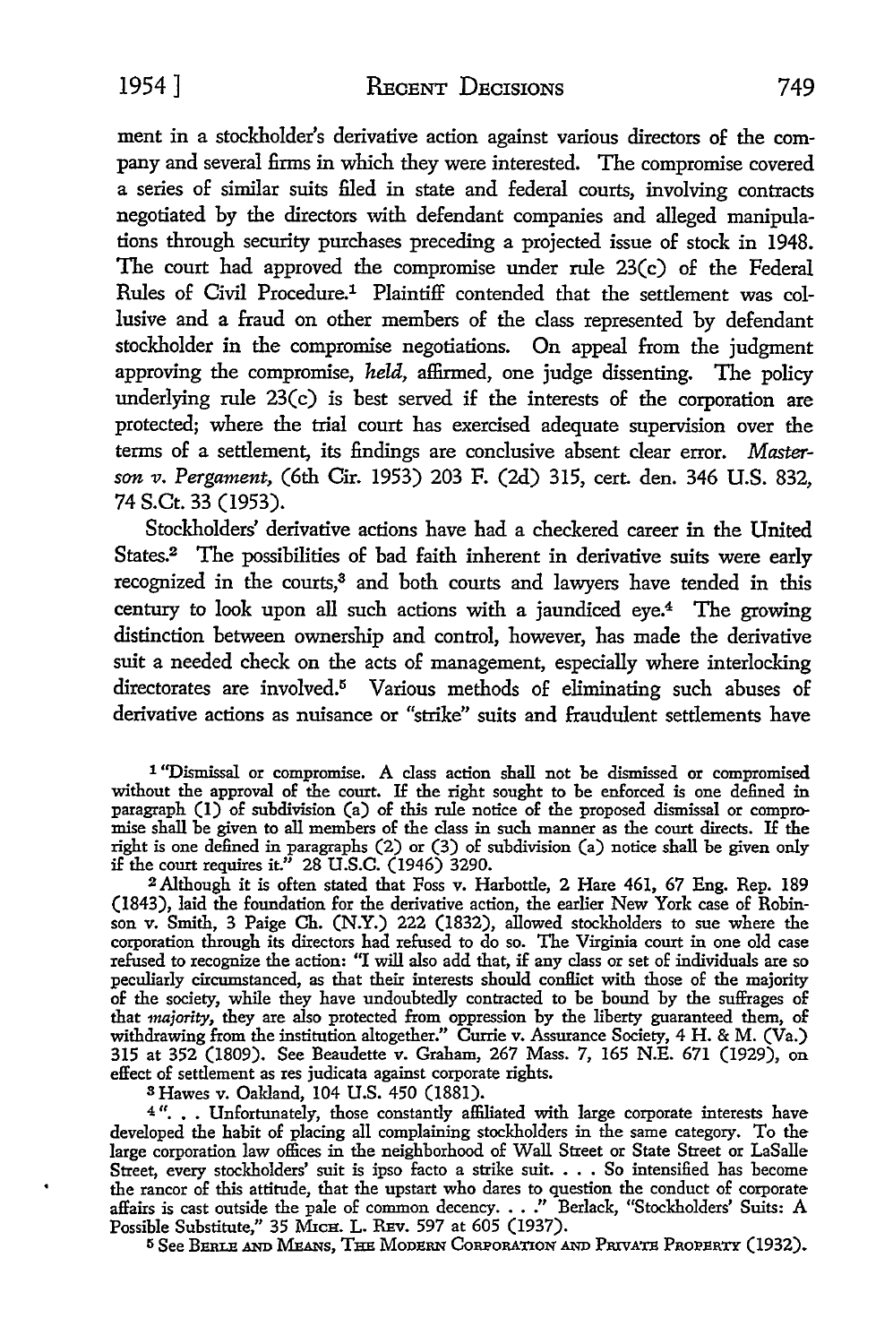ment in a stockholder's derivative action against various directors of the company and several firms in which they were interested. The compromise covered a series of similar suits filed in state and federal courts, involving contracts negotiated by the directors with defendant companies and alleged manipulations through security purchases preceding a projected issue of stock in 1948. The court had approved the compromise under rule 23(c) of the Federal Rules of Civil Procedure.[1] Plaintiff contended that the settlement was collusive and a fraud on other members of the class represented by defendant stockholder in the compromise negotiations. On appeal from the judgment approving the compromise, *held,* affirmed, one judge dissenting. The policy underlying rule 23(c) is best served if the interests of the corporation are protected; where the trial court has exercised adequate supervision over the terms of a settlement, its findings are conclusive absent clear error. *Masterson v. Pergament,* (6th Cir. 1953) 203 F. (2d) 315, cert. den. 346 U.S. 832, 74 S.Ct. 33 (1953).

Stockholders' derivative actions have had a checkered career in the United States.[2] The possibilities of bad faith inherent in derivative suits were early recognized in the courts,[3] and both courts and lawyers have tended in this century to look upon all such actions with a jaundiced eye.[4] The growing distinction between ownership and control, however, has made the derivative suit a needed check on the acts of management, especially where interlocking directorates are involved.[5] Various methods of eliminating such abuses of derivative actions as nuisance or "strike" suits and fraudulent settlements have

---

[1] "Dismissal or compromise. A class action shall not be dismissed or compromised without the approval of the court. If the right sought to be enforced is one defined in paragraph (1) of subdivision (a) of this rule notice of the proposed dismissal or compromise shall be given to all members of the class in such manner as the court directs. If the right is one defined in paragraphs (2) or (3) of subdivision (a) notice shall be given only if the court requires it." 28 U.S.C. (1946) 3290.

[2] Although it is often stated that Foss v. Harbottle, 2 Hare 461, 67 Eng. Rep. 189 (1843), laid the foundation for the derivative action, the earlier New York case of Robinson v. Smith, 3 Paige Ch. (N.Y.) 222 (1832), allowed stockholders to sue where the corporation through its directors had refused to do so. The Virginia court in one old case refused to recognize the action: "I will also add that, if any class or set of individuals are so peculiarly circumstanced, as that their interests should conflict with those of the majority of the society, while they have undoubtedly contracted to be bound by the suffrages of that *majority,* they are also protected from oppression by the liberty guaranteed them, of withdrawing from the institution altogether." Currie v. Assurance Society, 4 H. & M. (Va.) 315 at 352 (1809). See Beaudette v. Graham, 267 Mass. 7, 165 N.E. 671 (1929), on effect of settlement as res judicata against corporate rights.

[3] Hawes v. Oakland, 104 U.S. 450 (1881).

[4] ". . . Unfortunately, those constantly affiliated with large corporate interests have developed the habit of placing all complaining stockholders in the same category. To the large corporation law offices in the neighborhood of Wall Street or State Street or LaSalle Street, every stockholders' suit is ipso facto a strike suit. . . . So intensified has become the rancor of this attitude, that the upstart who dares to question the conduct of corporate affairs is cast outside the pale of common decency. . . ." Berlack, "Stockholders' Suits: A Possible Substitute," 35 MICH. L. REV. 597 at 605 (1937).

[5] See BERLE AND MEANS, THE MODERN CORPORATION AND PRIVATE PROPERTY (1932).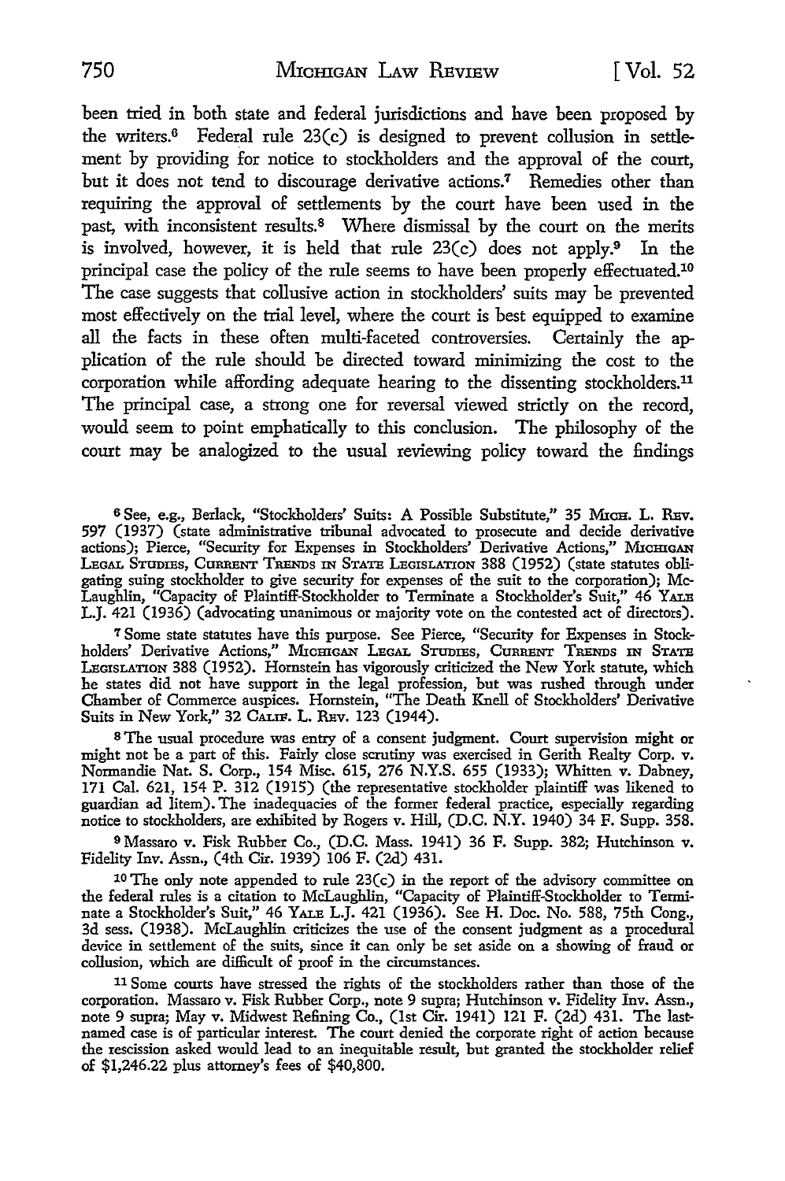been tried in both state and federal jurisdictions and have been proposed by the writers.[6] Federal rule 23(c) is designed to prevent collusion in settlement by providing for notice to stockholders and the approval of the court, but it does not tend to discourage derivative actions.[7] Remedies other than requiring the approval of settlements by the court have been used in the past, with inconsistent results.[8] Where dismissal by the court on the merits is involved, however, it is held that rule 23(c) does not apply.[9] In the principal case the policy of the rule seems to have been properly effectuated.[10] The case suggests that collusive action in stockholders' suits may be prevented most effectively on the trial level, where the court is best equipped to examine all the facts in these often multi-faceted controversies. Certainly the application of the rule should be directed toward minimizing the cost to the corporation while affording adequate hearing to the dissenting stockholders.[11] The principal case, a strong one for reversal viewed strictly on the record, would seem to point emphatically to this conclusion. The philosophy of the court may be analogized to the usual reviewing policy toward the findings

[6] See, e.g., Berlack, "Stockholders' Suits: A Possible Substitute," 35 MICH. L. REV. 597 (1937) (state administrative tribunal advocated to prosecute and decide derivative actions); Pierce, "Security for Expenses in Stockholders' Derivative Actions," MICHIGAN LEGAL STUDIES, CURRENT TRENDS IN STATE LEGISLATION 388 (1952) (state statutes obligating suing stockholder to give security for expenses of the suit to the corporation); McLaughlin, "Capacity of Plaintiff-Stockholder to Terminate a Stockholder's Suit," 46 YALE L.J. 421 (1936) (advocating unanimous or majority vote on the contested act of directors).

[7] Some state statutes have this purpose. See Pierce, "Security for Expenses in Stockholders' Derivative Actions," MICHIGAN LEGAL STUDIES, CURRENT TRENDS IN STATE LEGISLATION 388 (1952). Hornstein has vigorously criticized the New York statute, which he states did not have support in the legal profession, but was rushed through under Chamber of Commerce auspices. Hornstein, "The Death Knell of Stockholders' Derivative Suits in New York," 32 CALIF. L. REV. 123 (1944).

[8] The usual procedure was entry of a consent judgment. Court supervision might or might not be a part of this. Fairly close scrutiny was exercised in Gerith Realty Corp. v. Normandie Nat. S. Corp., 154 Misc. 615, 276 N.Y.S. 655 (1933); Whitten v. Dabney, 171 Cal. 621, 154 P. 312 (1915) (the representative stockholder plaintiff was likened to guardian ad litem). The inadequacies of the former federal practice, especially regarding notice to stockholders, are exhibited by Rogers v. Hill, (D.C. N.Y. 1940) 34 F. Supp. 358.

[9] Massaro v. Fisk Rubber Co., (D.C. Mass. 1941) 36 F. Supp. 382; Hutchinson v. Fidelity Inv. Assn., (4th Cir. 1939) 106 F. (2d) 431.

[10] The only note appended to rule 23(c) in the report of the advisory committee on the federal rules is a citation to McLaughlin, "Capacity of Plaintiff-Stockholder to Terminate a Stockholder's Suit," 46 YALE L.J. 421 (1936). See H. Doc. No. 588, 75th Cong., 3d sess. (1938). McLaughlin criticizes the use of the consent judgment as a procedural device in settlement of the suits, since it can only be set aside on a showing of fraud or collusion, which are difficult of proof in the circumstances.

[11] Some courts have stressed the rights of the stockholders rather than those of the corporation. Massaro v. Fisk Rubber Corp., note 9 supra; Hutchinson v. Fidelity Inv. Assn., note 9 supra; May v. Midwest Refining Co., (1st Cir. 1941) 121 F. (2d) 431. The last-named case is of particular interest. The court denied the corporate right of action because the rescission asked would lead to an inequitable result, but granted the stockholder relief of $1,246.22 plus attorney's fees of $40,800.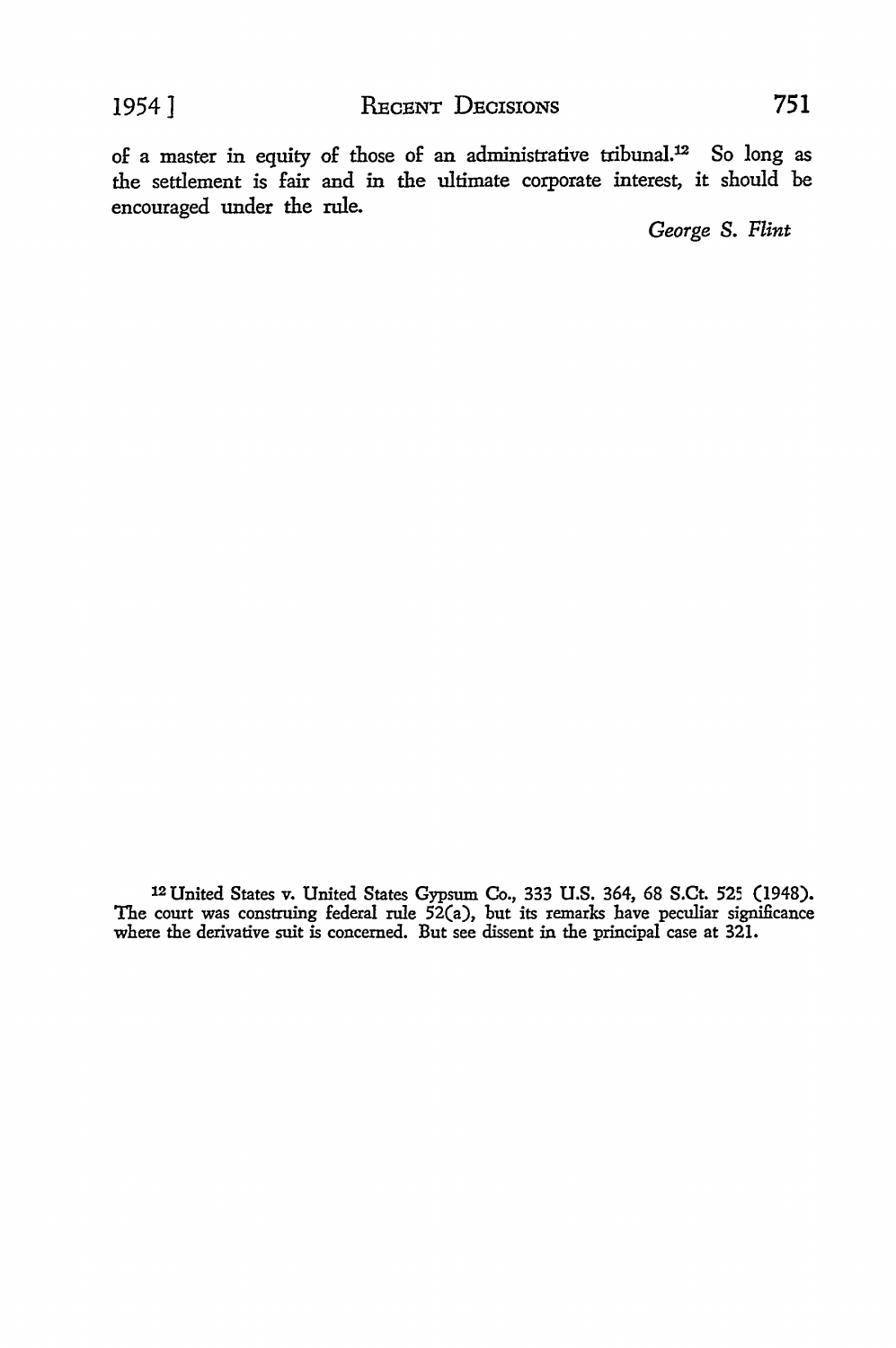of a master in equity of those of an administrative tribunal.[12] So long as the settlement is fair and in the ultimate corporate interest, it should be encouraged under the rule.

*George S. Flint*

[12] United States v. United States Gypsum Co., 333 U.S. 364, 68 S.Ct. 525 (1948). The court was construing federal rule 52(a), but its remarks have peculiar significance where the derivative suit is concerned. But see dissent in the principal case at 321.